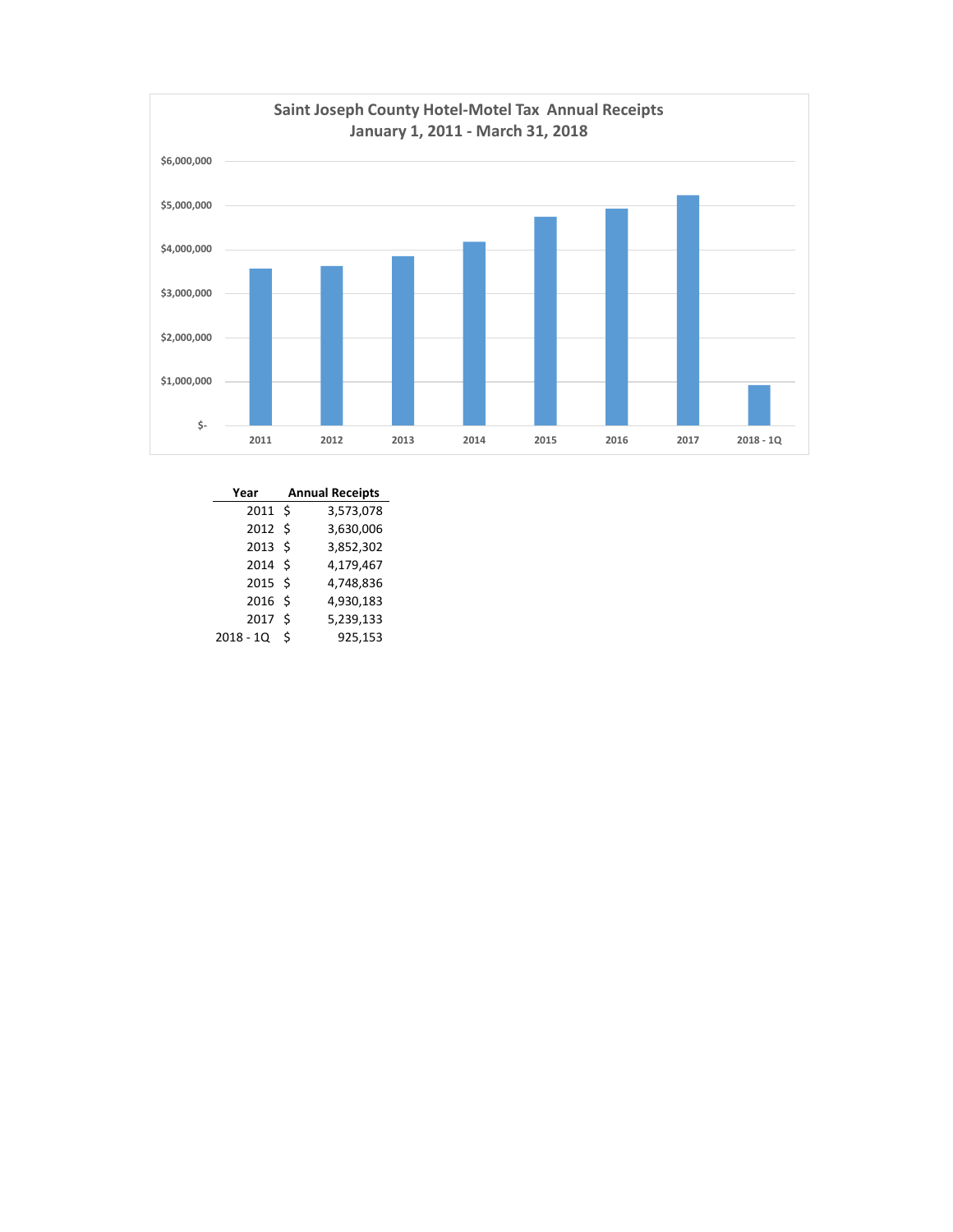## Saint Joseph County Hotel-Motel Tax Annual Receipts
### January 1, 2011 - March 31, 2018

| Year | Annual Receipts |
|---|---|
| 2011 | $ 3,573,078 |
| 2012 | $ 3,630,006 |
| 2013 | $ 3,852,302 |
| 2014 | $ 4,179,467 |
| 2015 | $ 4,748,836 |
| 2016 | $ 4,930,183 |
| 2017 | $ 5,239,133 |
| 2018 - 1Q | $ 925,153 |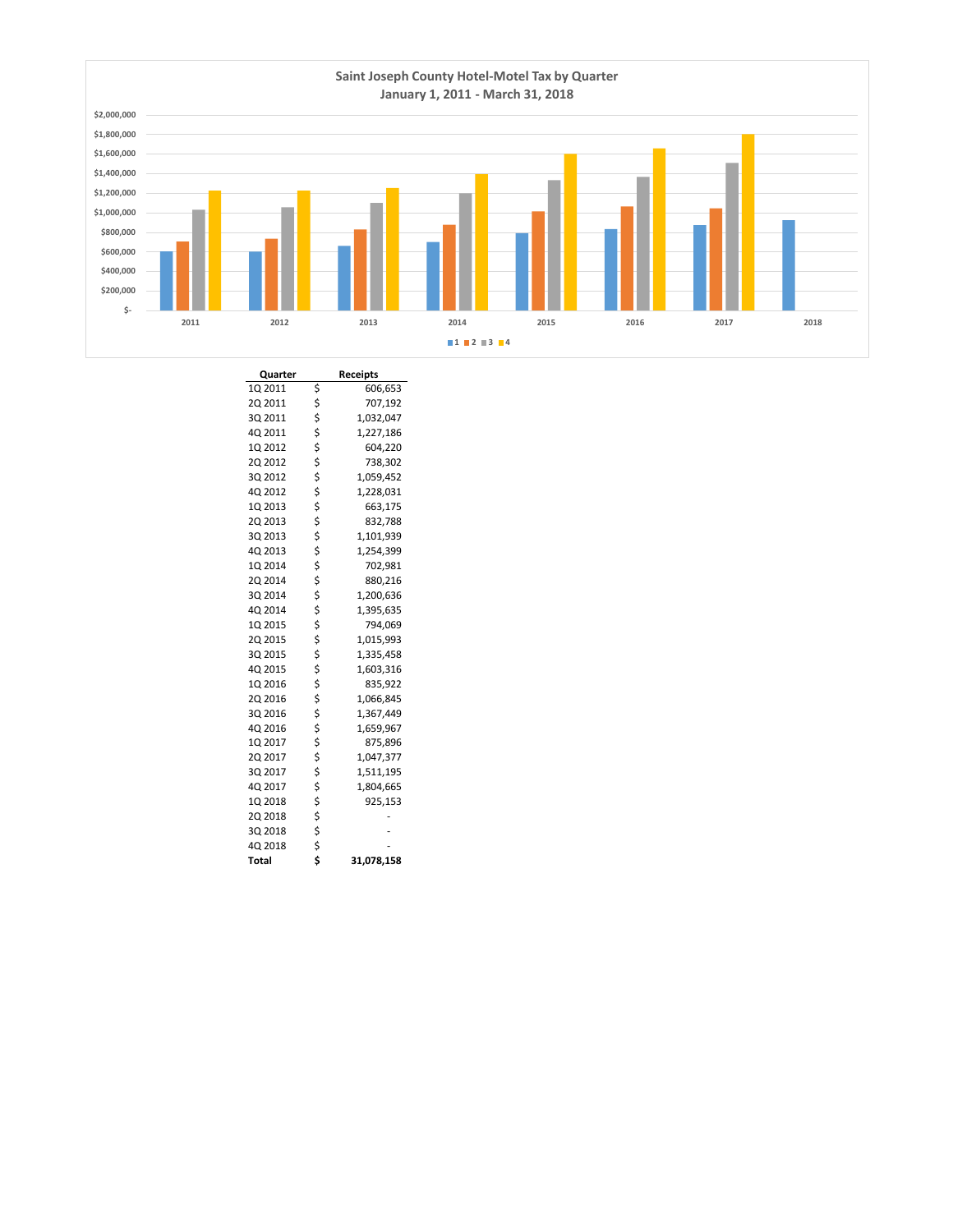## Saint Joseph County Hotel-Motel Tax by Quarter

January 1, 2011 - March 31, 2018

| Quarter | | Receipts |
|---|---|---|
| 1Q 2011 | $ | 606,653 |
| 2Q 2011 | $ | 707,192 |
| 3Q 2011 | $ | 1,032,047 |
| 4Q 2011 | $ | 1,227,186 |
| 1Q 2012 | $ | 604,220 |
| 2Q 2012 | $ | 738,302 |
| 3Q 2012 | $ | 1,059,452 |
| 4Q 2012 | $ | 1,228,031 |
| 1Q 2013 | $ | 663,175 |
| 2Q 2013 | $ | 832,788 |
| 3Q 2013 | $ | 1,101,939 |
| 4Q 2013 | $ | 1,254,399 |
| 1Q 2014 | $ | 702,981 |
| 2Q 2014 | $ | 880,216 |
| 3Q 2014 | $ | 1,200,636 |
| 4Q 2014 | $ | 1,395,635 |
| 1Q 2015 | $ | 794,069 |
| 2Q 2015 | $ | 1,015,993 |
| 3Q 2015 | $ | 1,335,458 |
| 4Q 2015 | $ | 1,603,316 |
| 1Q 2016 | $ | 835,922 |
| 2Q 2016 | $ | 1,066,845 |
| 3Q 2016 | $ | 1,367,449 |
| 4Q 2016 | $ | 1,659,967 |
| 1Q 2017 | $ | 875,896 |
| 2Q 2017 | $ | 1,047,377 |
| 3Q 2017 | $ | 1,511,195 |
| 4Q 2017 | $ | 1,804,665 |
| 1Q 2018 | $ | 925,153 |
| 2Q 2018 | $ | - |
| 3Q 2018 | $ | - |
| 4Q 2018 | $ | - |
| **Total** | **$** | **31,078,158** |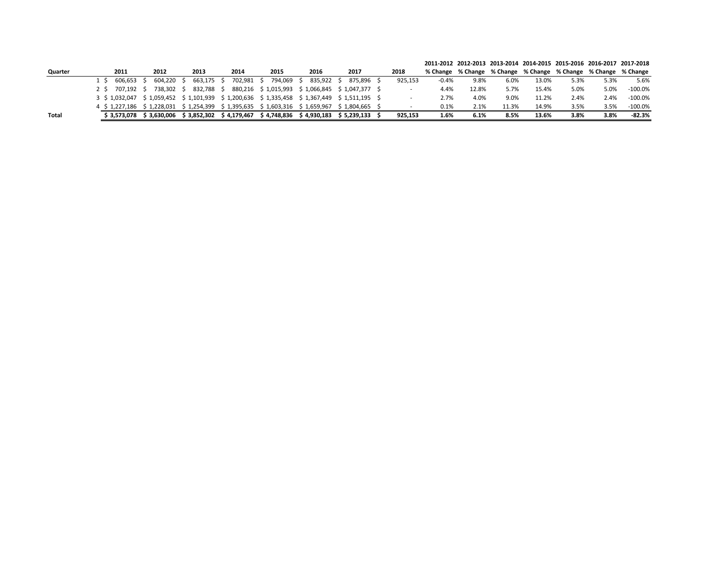| Quarter | 2011 | 2012 | 2013 | 2014 | 2015 | 2016 | 2017 | 2018 | 2011-2012 % Change | 2012-2013 % Change | 2013-2014 % Change | 2014-2015 % Change | 2015-2016 % Change | 2016-2017 % Change | 2017-2018 % Change |
|---|---|---|---|---|---|---|---|---|---|---|---|---|---|---|---|
| 1 | $ 606,653 | $ 604,220 | $ 663,175 | $ 702,981 | $ 794,069 | $ 835,922 | $ 875,896 | $ 925,153 | -0.4% | 9.8% | 6.0% | 13.0% | 5.3% | 5.3% | 5.6% |
| 2 | $ 707,192 | $ 738,302 | $ 832,788 | $ 880,216 | $ 1,015,993 | $ 1,066,845 | $ 1,047,377 | $ - | 4.4% | 12.8% | 5.7% | 15.4% | 5.0% | 5.0% | -100.0% |
| 3 | $ 1,032,047 | $ 1,059,452 | $ 1,101,939 | $ 1,200,636 | $ 1,335,458 | $ 1,367,449 | $ 1,511,195 | $ - | 2.7% | 4.0% | 9.0% | 11.2% | 2.4% | 2.4% | -100.0% |
| 4 | $ 1,227,186 | $ 1,228,031 | $ 1,254,399 | $ 1,395,635 | $ 1,603,316 | $ 1,659,967 | $ 1,804,665 | $ - | 0.1% | 2.1% | 11.3% | 14.9% | 3.5% | 3.5% | -100.0% |
| **Total** | **$ 3,573,078** | **$ 3,630,006** | **$ 3,852,302** | **$ 4,179,467** | **$ 4,748,836** | **$ 4,930,183** | **$ 5,239,133** | **$ 925,153** | **1.6%** | **6.1%** | **8.5%** | **13.6%** | **3.8%** | **3.8%** | **-82.3%** |